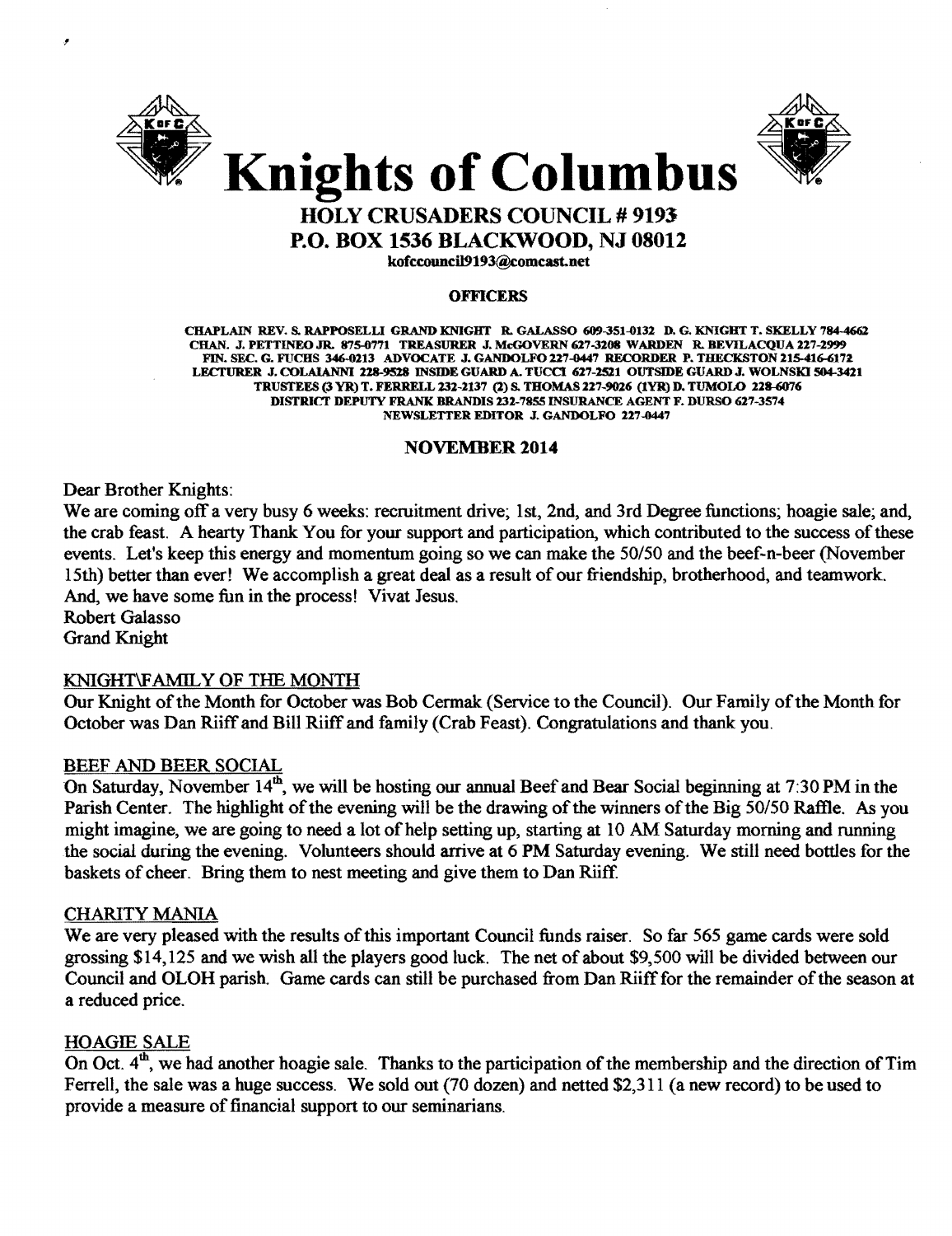# Knights of Columbus

## HOLY CRUSADERS COUNCIL # 9193

## P.O. BOX 1536 BLACKWOOD, NJ 08012

kofccouncil9193@comcast.net

**OFFICERS**

CHAPLAIN REV. S. RAPPOSELLI GRAND KNIGHT R. GALASSO 609-351-0132 D. G. KNIGHT T. SKELLY 784-4662
CHAN. J. PETTINEO JR. 875-0771 TREASURER J. McGOVERN 627-3208 WARDEN R. BEVILACQUA 227-2999
FIN. SEC. G. FUCHS 346-0213 ADVOCATE J. GANDOLFO 227-0447 RECORDER P. THECKSTON 215-416-6172
LECTURER J. COLAIANNI 228-9528 INSIDE GUARD A. TUCCI 627-2521 OUTSIDE GUARD J. WOLNSKI 504-3421
TRUSTEES (3 YR) T. FERRELL 232-2137 (2) S. THOMAS 227-9026 (1YR) D. TUMOLO 228-6076
DISTRICT DEPUTY FRANK BRANDIS 232-7855 INSURANCE AGENT F. DURSO 627-3574
NEWSLETTER EDITOR J. GANDOLFO 227-0447

**NOVEMBER 2014**

Dear Brother Knights:
We are coming off a very busy 6 weeks: recruitment drive; 1st, 2nd, and 3rd Degree functions; hoagie sale; and, the crab feast. A hearty Thank You for your support and participation, which contributed to the success of these events. Let's keep this energy and momentum going so we can make the 50/50 and the beef-n-beer (November 15th) better than ever! We accomplish a great deal as a result of our friendship, brotherhood, and teamwork. And, we have some fun in the process! Vivat Jesus.
Robert Galasso
Grand Knight

### KNIGHT\FAMILY OF THE MONTH

Our Knight of the Month for October was Bob Cermak (Service to the Council). Our Family of the Month for October was Dan Riiff and Bill Riiff and family (Crab Feast). Congratulations and thank you.

### BEEF AND BEER SOCIAL

On Saturday, November 14th, we will be hosting our annual Beef and Bear Social beginning at 7:30 PM in the Parish Center. The highlight of the evening will be the drawing of the winners of the Big 50/50 Raffle. As you might imagine, we are going to need a lot of help setting up, starting at 10 AM Saturday morning and running the social during the evening. Volunteers should arrive at 6 PM Saturday evening. We still need bottles for the baskets of cheer. Bring them to nest meeting and give them to Dan Riiff.

### CHARITY MANIA

We are very pleased with the results of this important Council funds raiser. So far 565 game cards were sold grossing $14,125 and we wish all the players good luck. The net of about $9,500 will be divided between our Council and OLOH parish. Game cards can still be purchased from Dan Riiff for the remainder of the season at a reduced price.

### HOAGIE SALE

On Oct. 4th, we had another hoagie sale. Thanks to the participation of the membership and the direction of Tim Ferrell, the sale was a huge success. We sold out (70 dozen) and netted $2,311 (a new record) to be used to provide a measure of financial support to our seminarians.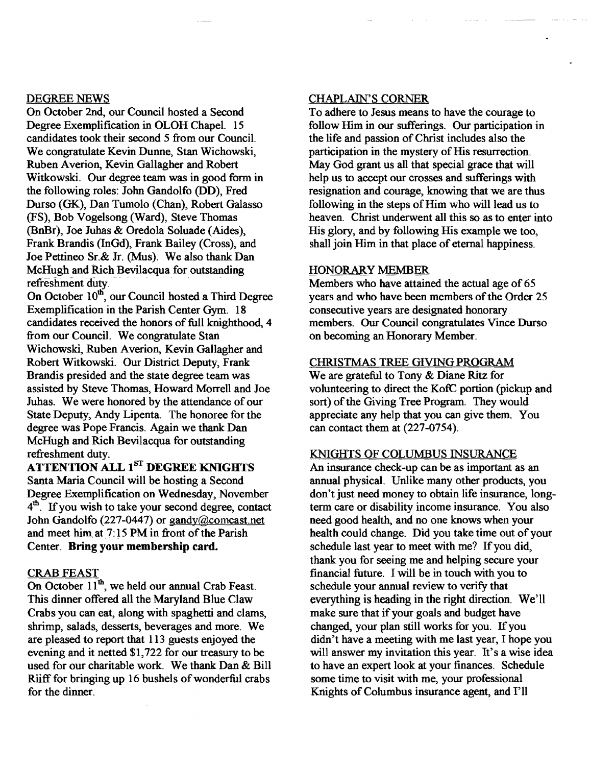## DEGREE NEWS

On October 2nd, our Council hosted a Second Degree Exemplification in OLOH Chapel. 15 candidates took their second 5 from our Council. We congratulate Kevin Dunne, Stan Wichowski, Ruben Averion, Kevin Gallagher and Robert Witkowski. Our degree team was in good form in the following roles: John Gandolfo (DD), Fred Durso (GK), Dan Tumolo (Chan), Robert Galasso (FS), Bob Vogelsong (Ward), Steve Thomas (BnBr), Joe Juhas & Oredola Soluade (Aides), Frank Brandis (InGd), Frank Bailey (Cross), and Joe Pettineo Sr.& Jr. (Mus). We also thank Dan McHugh and Rich Bevilacqua for outstanding refreshment duty.

On October 10th, our Council hosted a Third Degree Exemplification in the Parish Center Gym. 18 candidates received the honors of full knighthood, 4 from our Council. We congratulate Stan Wichowski, Ruben Averion, Kevin Gallagher and Robert Witkowski. Our District Deputy, Frank Brandis presided and the state degree team was assisted by Steve Thomas, Howard Morrell and Joe Juhas. We were honored by the attendance of our State Deputy, Andy Lipenta. The honoree for the degree was Pope Francis. Again we thank Dan McHugh and Rich Bevilacqua for outstanding refreshment duty.

**ATTENTION ALL 1ST DEGREE KNIGHTS**

Santa Maria Council will be hosting a Second Degree Exemplification on Wednesday, November 4th. If you wish to take your second degree, contact John Gandolfo (227-0447) or gandy@comcast.net and meet him at 7:15 PM in front of the Parish Center. **Bring your membership card.**

## CRAB FEAST

On October 11th, we held our annual Crab Feast. This dinner offered all the Maryland Blue Claw Crabs you can eat, along with spaghetti and clams, shrimp, salads, desserts, beverages and more. We are pleased to report that 113 guests enjoyed the evening and it netted $1,722 for our treasury to be used for our charitable work. We thank Dan & Bill Riiff for bringing up 16 bushels of wonderful crabs for the dinner.

## CHAPLAIN'S CORNER

To adhere to Jesus means to have the courage to follow Him in our sufferings. Our participation in the life and passion of Christ includes also the participation in the mystery of His resurrection. May God grant us all that special grace that will help us to accept our crosses and sufferings with resignation and courage, knowing that we are thus following in the steps of Him who will lead us to heaven. Christ underwent all this so as to enter into His glory, and by following His example we too, shall join Him in that place of eternal happiness.

## HONORARY MEMBER

Members who have attained the actual age of 65 years and who have been members of the Order 25 consecutive years are designated honorary members. Our Council congratulates Vince Durso on becoming an Honorary Member.

## CHRISTMAS TREE GIVING PROGRAM

We are grateful to Tony & Diane Ritz for volunteering to direct the KofC portion (pickup and sort) of the Giving Tree Program. They would appreciate any help that you can give them. You can contact them at (227-0754).

## KNIGHTS OF COLUMBUS INSURANCE

An insurance check-up can be as important as an annual physical. Unlike many other products, you don't just need money to obtain life insurance, long-term care or disability income insurance. You also need good health, and no one knows when your health could change. Did you take time out of your schedule last year to meet with me? If you did, thank you for seeing me and helping secure your financial future. I will be in touch with you to schedule your annual review to verify that everything is heading in the right direction. We'll make sure that if your goals and budget have changed, your plan still works for you. If you didn't have a meeting with me last year, I hope you will answer my invitation this year. It's a wise idea to have an expert look at your finances. Schedule some time to visit with me, your professional Knights of Columbus insurance agent, and I'll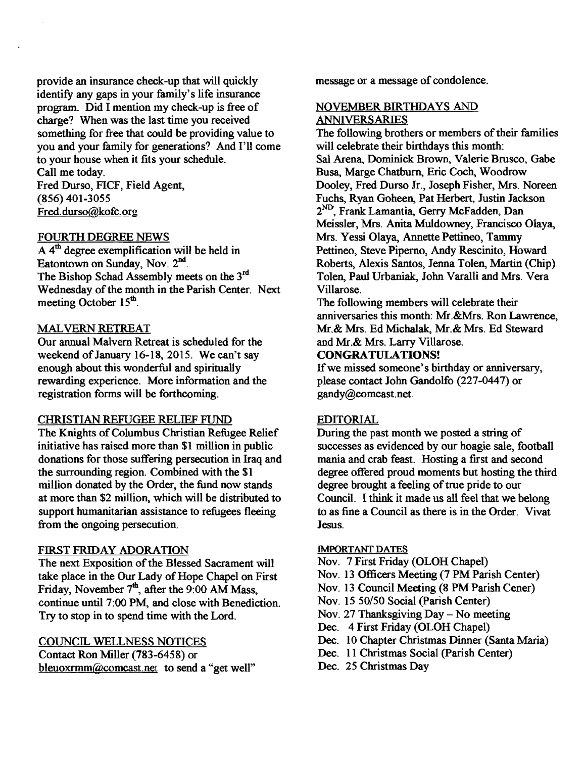provide an insurance check-up that will quickly identify any gaps in your family's life insurance program. Did I mention my check-up is free of charge? When was the last time you received something for free that could be providing value to you and your family for generations? And I'll come to your house when it fits your schedule.

Call me today.

Fred Durso, FICF, Field Agent,
(856) 401-3055
Fred.durso@kofc.org

## FOURTH DEGREE NEWS

A 4th degree exemplification will be held in Eatontown on Sunday, Nov. 2nd.

The Bishop Schad Assembly meets on the 3rd Wednesday of the month in the Parish Center. Next meeting October 15th.

## MALVERN RETREAT

Our annual Malvern Retreat is scheduled for the weekend of January 16-18, 2015. We can't say enough about this wonderful and spiritually rewarding experience. More information and the registration forms will be forthcoming.

## CHRISTIAN REFUGEE RELIEF FUND

The Knights of Columbus Christian Refugee Relief initiative has raised more than $1 million in public donations for those suffering persecution in Iraq and the surrounding region. Combined with the $1 million donated by the Order, the fund now stands at more than $2 million, which will be distributed to support humanitarian assistance to refugees fleeing from the ongoing persecution.

## FIRST FRIDAY ADORATION

The next Exposition of the Blessed Sacrament will take place in the Our Lady of Hope Chapel on First Friday, November 7th, after the 9:00 AM Mass, continue until 7:00 PM, and close with Benediction. Try to stop in to spend time with the Lord.

## COUNCIL WELLNESS NOTICES

Contact Ron Miller (783-6458) or bleuoxrmm@comcast.net to send a "get well" message or a message of condolence.

## NOVEMBER BIRTHDAYS AND ANNIVERSARIES

The following brothers or members of their families will celebrate their birthdays this month: Sal Arena, Dominick Brown, Valerie Brusco, Gabe Busa, Marge Chatburn, Eric Coch, Woodrow Dooley, Fred Durso Jr., Joseph Fisher, Mrs. Noreen Fuchs, Ryan Goheen, Pat Herbert, Justin Jackson 2ND, Frank Lamantia, Gerry McFadden, Dan Meissler, Mrs. Anita Muldowney, Francisco Olaya, Mrs. Yessi Olaya, Annette Pettineo, Tammy Pettineo, Steve Piperno, Andy Rescinito, Howard Roberts, Alexis Santos, Jenna Tolen, Martin (Chip) Tolen, Paul Urbaniak, John Varalli and Mrs. Vera Villarose.

The following members will celebrate their anniversaries this month: Mr.&Mrs. Ron Lawrence, Mr.& Mrs. Ed Michalak, Mr.& Mrs. Ed Steward and Mr.& Mrs. Larry Villarose.

**CONGRATULATIONS!**

If we missed someone's birthday or anniversary, please contact John Gandolfo (227-0447) or gandy@comcast.net.

## EDITORIAL

During the past month we posted a string of successes as evidenced by our hoagie sale, football mania and crab feast. Hosting a first and second degree offered proud moments but hosting the third degree brought a feeling of true pride to our Council. I think it made us all feel that we belong to as fine a Council as there is in the Order. Vivat Jesus.

## IMPORTANT DATES

- Nov. 7 First Friday (OLOH Chapel)
- Nov. 13 Officers Meeting (7 PM Parish Center)
- Nov. 13 Council Meeting (8 PM Parish Cener)
- Nov. 15 50/50 Social (Parish Center)
- Nov. 27 Thanksgiving Day – No meeting
- Dec. 4 First Friday (OLOH Chapel)
- Dec. 10 Chapter Christmas Dinner (Santa Maria)
- Dec. 11 Christmas Social (Parish Center)
- Dec. 25 Christmas Day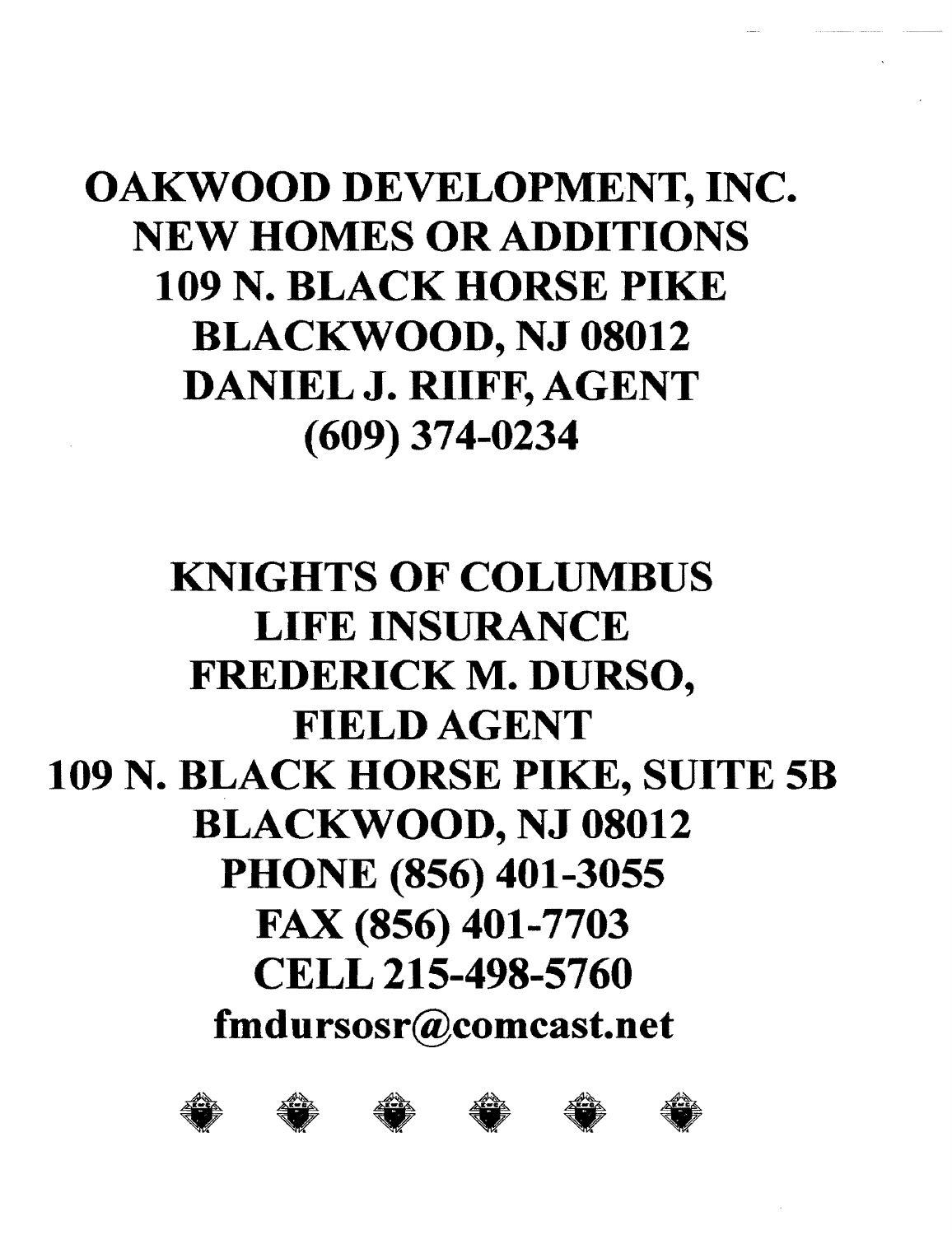**OAKWOOD DEVELOPMENT, INC.**
**NEW HOMES OR ADDITIONS**
**109 N. BLACK HORSE PIKE**
**BLACKWOOD, NJ 08012**
**DANIEL J. RIIFF, AGENT**
**(609) 374-0234**

**KNIGHTS OF COLUMBUS**
**LIFE INSURANCE**
**FREDERICK M. DURSO,**
**FIELD AGENT**
**109 N. BLACK HORSE PIKE, SUITE 5B**
**BLACKWOOD, NJ 08012**
**PHONE (856) 401-3055**
**FAX (856) 401-7703**
**CELL 215-498-5760**
**fmdursosr@comcast.net**